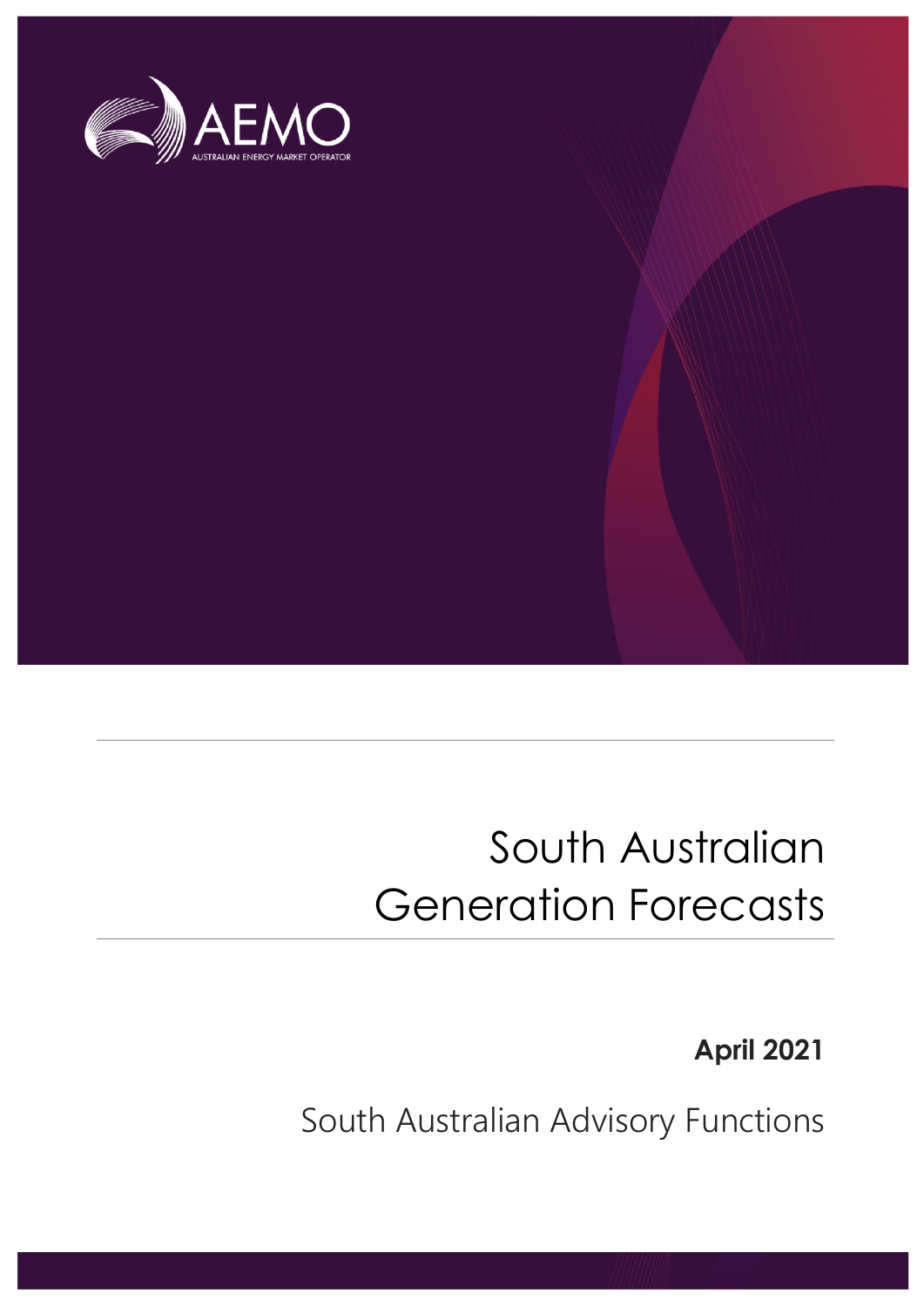# South Australian Generation Forecasts

**April 2021**

South Australian Advisory Functions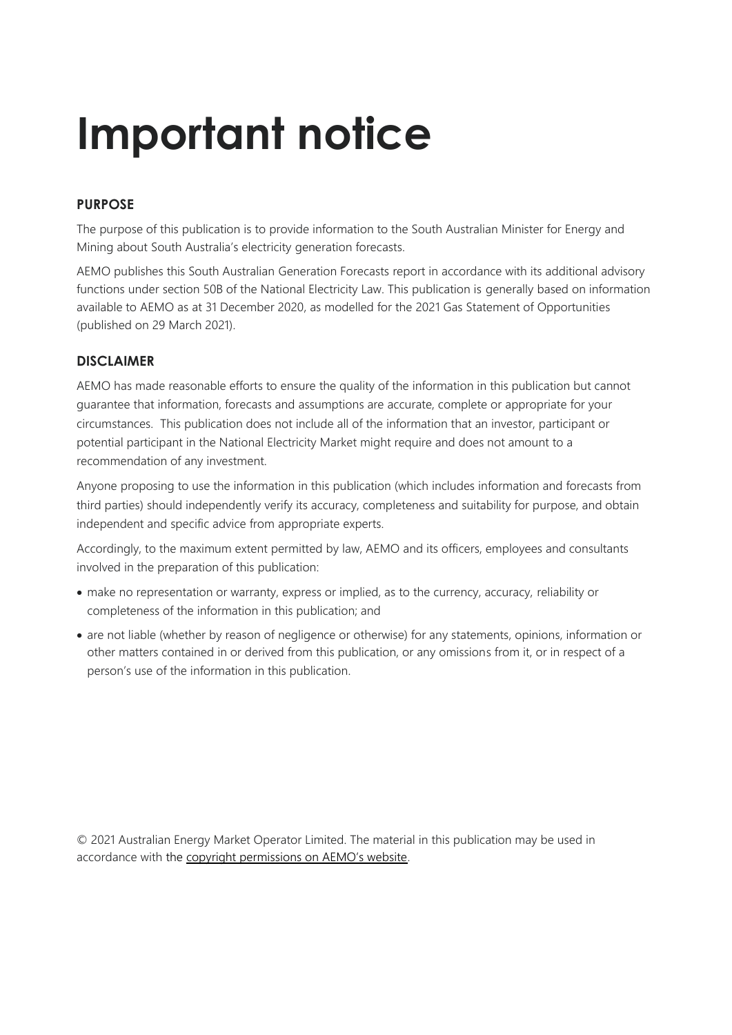# Important notice

## PURPOSE

The purpose of this publication is to provide information to the South Australian Minister for Energy and Mining about South Australia's electricity generation forecasts.

AEMO publishes this South Australian Generation Forecasts report in accordance with its additional advisory functions under section 50B of the National Electricity Law. This publication is generally based on information available to AEMO as at 31 December 2020, as modelled for the 2021 Gas Statement of Opportunities (published on 29 March 2021).

## DISCLAIMER

AEMO has made reasonable efforts to ensure the quality of the information in this publication but cannot guarantee that information, forecasts and assumptions are accurate, complete or appropriate for your circumstances. This publication does not include all of the information that an investor, participant or potential participant in the National Electricity Market might require and does not amount to a recommendation of any investment.

Anyone proposing to use the information in this publication (which includes information and forecasts from third parties) should independently verify its accuracy, completeness and suitability for purpose, and obtain independent and specific advice from appropriate experts.

Accordingly, to the maximum extent permitted by law, AEMO and its officers, employees and consultants involved in the preparation of this publication:

- make no representation or warranty, express or implied, as to the currency, accuracy, reliability or completeness of the information in this publication; and
- are not liable (whether by reason of negligence or otherwise) for any statements, opinions, information or other matters contained in or derived from this publication, or any omissions from it, or in respect of a person's use of the information in this publication.

© 2021 Australian Energy Market Operator Limited. The material in this publication may be used in accordance with the copyright permissions on AEMO's website.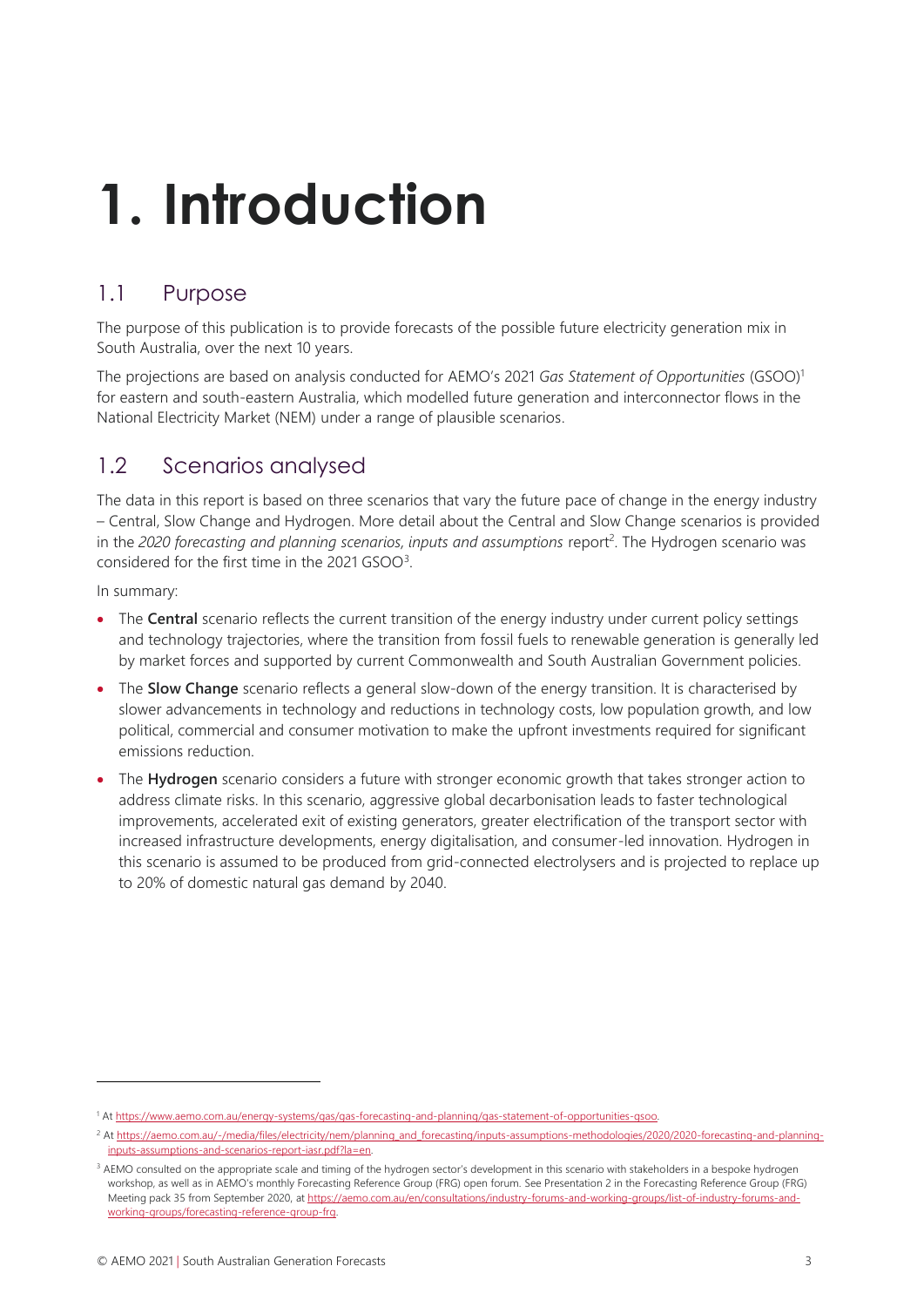# 1. Introduction

## 1.1 Purpose

The purpose of this publication is to provide forecasts of the possible future electricity generation mix in South Australia, over the next 10 years.

The projections are based on analysis conducted for AEMO's 2021 *Gas Statement of Opportunities* (GSOO)[1] for eastern and south-eastern Australia, which modelled future generation and interconnector flows in the National Electricity Market (NEM) under a range of plausible scenarios.

## 1.2 Scenarios analysed

The data in this report is based on three scenarios that vary the future pace of change in the energy industry – Central, Slow Change and Hydrogen. More detail about the Central and Slow Change scenarios is provided in the *2020 forecasting and planning scenarios, inputs and assumptions* report[2]. The Hydrogen scenario was considered for the first time in the 2021 GSOO[3].

In summary:

- The **Central** scenario reflects the current transition of the energy industry under current policy settings and technology trajectories, where the transition from fossil fuels to renewable generation is generally led by market forces and supported by current Commonwealth and South Australian Government policies.
- The **Slow Change** scenario reflects a general slow-down of the energy transition. It is characterised by slower advancements in technology and reductions in technology costs, low population growth, and low political, commercial and consumer motivation to make the upfront investments required for significant emissions reduction.
- The **Hydrogen** scenario considers a future with stronger economic growth that takes stronger action to address climate risks. In this scenario, aggressive global decarbonisation leads to faster technological improvements, accelerated exit of existing generators, greater electrification of the transport sector with increased infrastructure developments, energy digitalisation, and consumer-led innovation. Hydrogen in this scenario is assumed to be produced from grid-connected electrolysers and is projected to replace up to 20% of domestic natural gas demand by 2040.

---

[1] At https://www.aemo.com.au/energy-systems/gas/gas-forecasting-and-planning/gas-statement-of-opportunities-gsoo.

[2] At https://aemo.com.au/-/media/files/electricity/nem/planning_and_forecasting/inputs-assumptions-methodologies/2020/2020-forecasting-and-planning-inputs-assumptions-and-scenarios-report-iasr.pdf?la=en.

[3] AEMO consulted on the appropriate scale and timing of the hydrogen sector's development in this scenario with stakeholders in a bespoke hydrogen workshop, as well as in AEMO's monthly Forecasting Reference Group (FRG) open forum. See Presentation 2 in the Forecasting Reference Group (FRG) Meeting pack 35 from September 2020, at https://aemo.com.au/en/consultations/industry-forums-and-working-groups/list-of-industry-forums-and-working-groups/forecasting-reference-group-frg.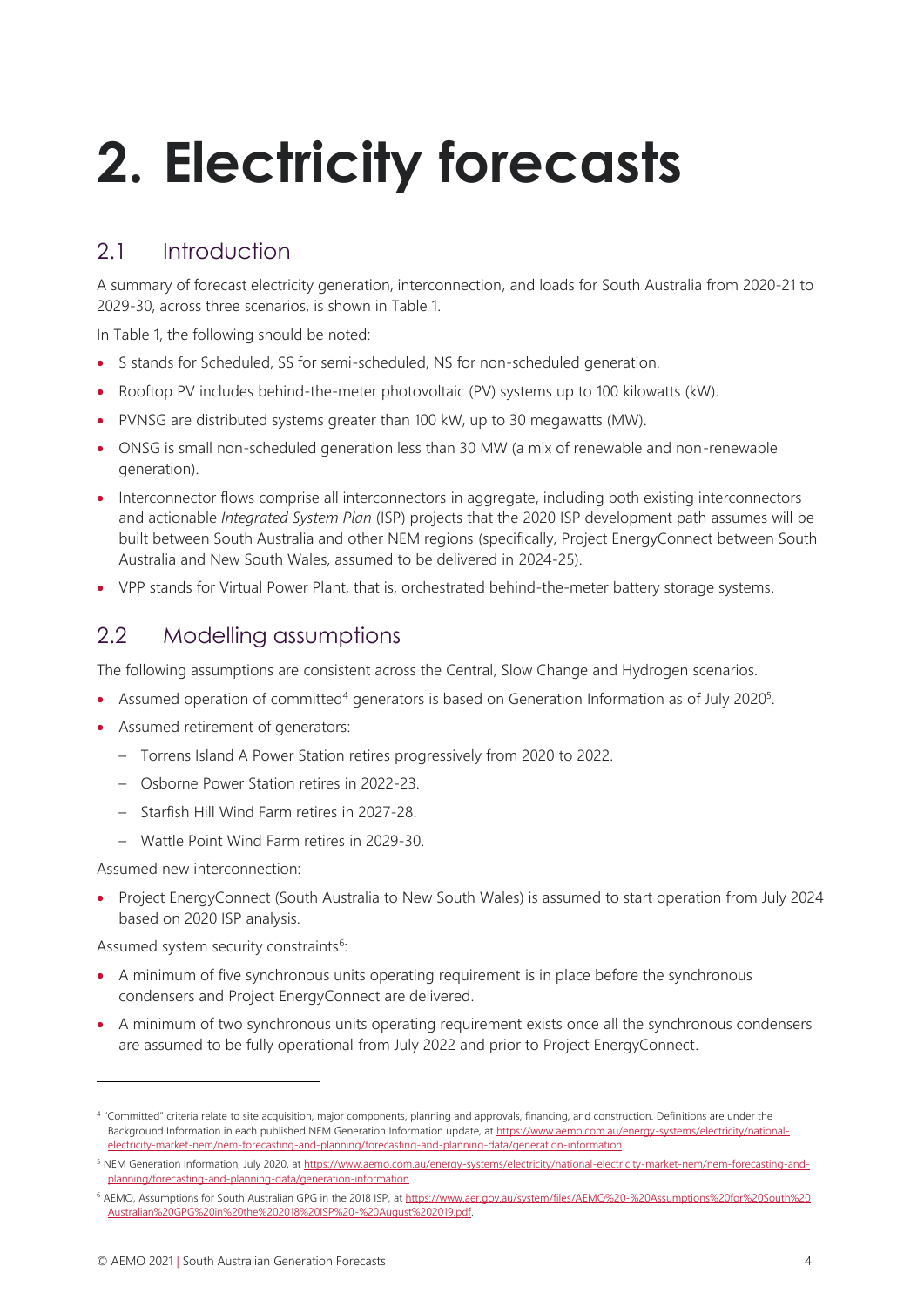# 2. Electricity forecasts

## 2.1 Introduction

A summary of forecast electricity generation, interconnection, and loads for South Australia from 2020-21 to 2029-30, across three scenarios, is shown in Table 1.

In Table 1, the following should be noted:

- S stands for Scheduled, SS for semi-scheduled, NS for non-scheduled generation.
- Rooftop PV includes behind-the-meter photovoltaic (PV) systems up to 100 kilowatts (kW).
- PVNSG are distributed systems greater than 100 kW, up to 30 megawatts (MW).
- ONSG is small non-scheduled generation less than 30 MW (a mix of renewable and non-renewable generation).
- Interconnector flows comprise all interconnectors in aggregate, including both existing interconnectors and actionable *Integrated System Plan* (ISP) projects that the 2020 ISP development path assumes will be built between South Australia and other NEM regions (specifically, Project EnergyConnect between South Australia and New South Wales, assumed to be delivered in 2024-25).
- VPP stands for Virtual Power Plant, that is, orchestrated behind-the-meter battery storage systems.

## 2.2 Modelling assumptions

The following assumptions are consistent across the Central, Slow Change and Hydrogen scenarios.

- Assumed operation of committed[4] generators is based on Generation Information as of July 2020[5].
- Assumed retirement of generators:
  - Torrens Island A Power Station retires progressively from 2020 to 2022.
  - Osborne Power Station retires in 2022-23.
  - Starfish Hill Wind Farm retires in 2027-28.
  - Wattle Point Wind Farm retires in 2029-30.

Assumed new interconnection:

- Project EnergyConnect (South Australia to New South Wales) is assumed to start operation from July 2024 based on 2020 ISP analysis.

Assumed system security constraints[6]:

- A minimum of five synchronous units operating requirement is in place before the synchronous condensers and Project EnergyConnect are delivered.
- A minimum of two synchronous units operating requirement exists once all the synchronous condensers are assumed to be fully operational from July 2022 and prior to Project EnergyConnect.

---

[4] "Committed" criteria relate to site acquisition, major components, planning and approvals, financing, and construction. Definitions are under the Background Information in each published NEM Generation Information update, at https://www.aemo.com.au/energy-systems/electricity/national-electricity-market-nem/nem-forecasting-and-planning/forecasting-and-planning-data/generation-information.

[5] NEM Generation Information, July 2020, at https://www.aemo.com.au/energy-systems/electricity/national-electricity-market-nem/nem-forecasting-and-planning/forecasting-and-planning-data/generation-information.

[6] AEMO, Assumptions for South Australian GPG in the 2018 ISP, at https://www.aer.gov.au/system/files/AEMO%20-%20Assumptions%20for%20South%20Australian%20GPG%20in%20the%202018%20ISP%20-%20August%202019.pdf.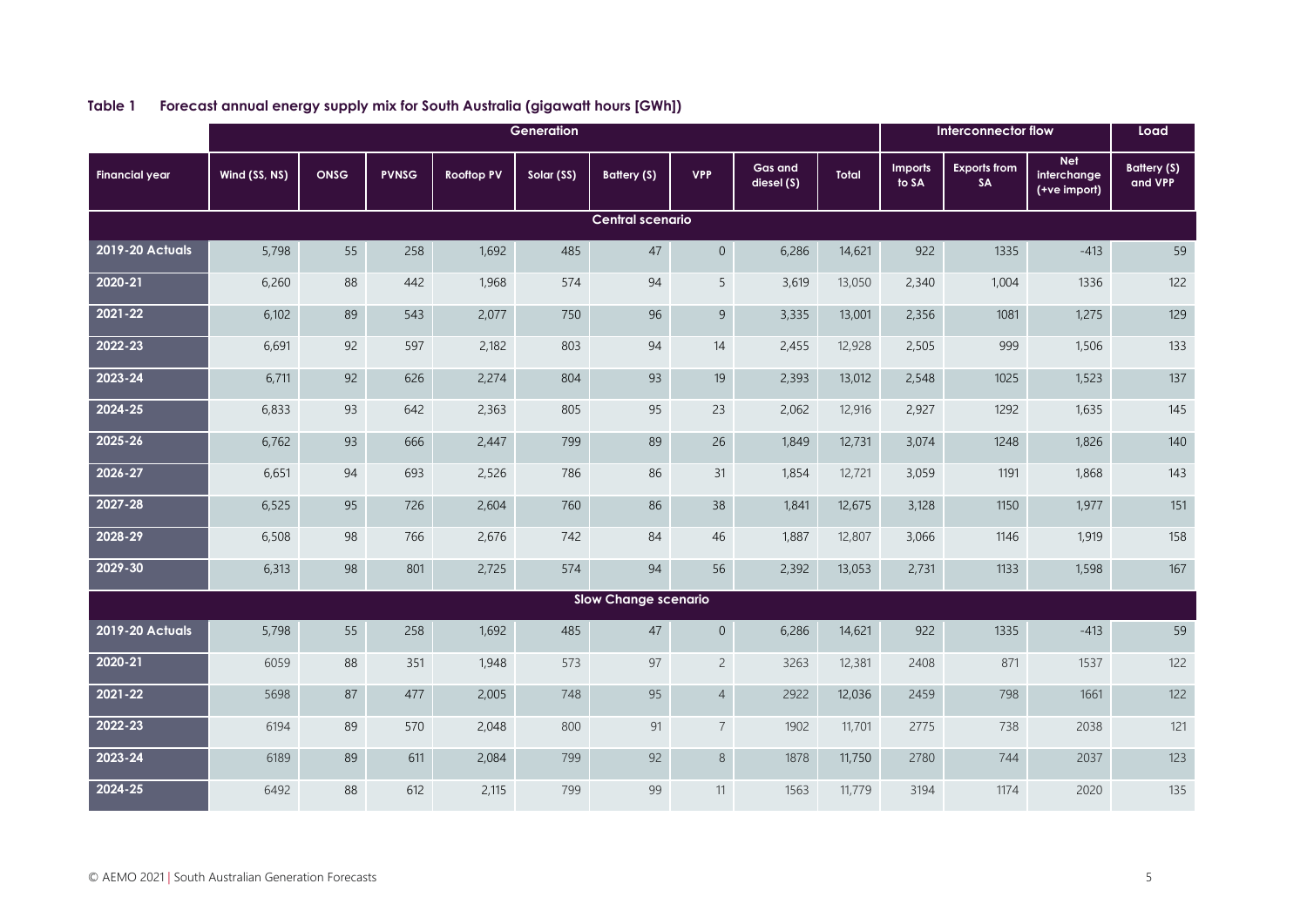**Table 1 Forecast annual energy supply mix for South Australia (gigawatt hours [GWh])**

| | Generation | | | | | | | | | Interconnector flow | | | Load |
|---|---|---|---|---|---|---|---|---|---|---|---|---|---|
| Financial year | Wind (SS, NS) | ONSG | PVNSG | Rooftop PV | Solar (SS) | Battery (S) | VPP | Gas and diesel (S) | Total | Imports to SA | Exports from SA | Net interchange (+ve import) | Battery (S) and VPP |
| **Central scenario** | | | | | | | | | | | | | |
| 2019-20 Actuals | 5,798 | 55 | 258 | 1,692 | 485 | 47 | 0 | 6,286 | 14,621 | 922 | 1335 | -413 | 59 |
| 2020-21 | 6,260 | 88 | 442 | 1,968 | 574 | 94 | 5 | 3,619 | 13,050 | 2,340 | 1,004 | 1336 | 122 |
| 2021-22 | 6,102 | 89 | 543 | 2,077 | 750 | 96 | 9 | 3,335 | 13,001 | 2,356 | 1081 | 1,275 | 129 |
| 2022-23 | 6,691 | 92 | 597 | 2,182 | 803 | 94 | 14 | 2,455 | 12,928 | 2,505 | 999 | 1,506 | 133 |
| 2023-24 | 6,711 | 92 | 626 | 2,274 | 804 | 93 | 19 | 2,393 | 13,012 | 2,548 | 1025 | 1,523 | 137 |
| 2024-25 | 6,833 | 93 | 642 | 2,363 | 805 | 95 | 23 | 2,062 | 12,916 | 2,927 | 1292 | 1,635 | 145 |
| 2025-26 | 6,762 | 93 | 666 | 2,447 | 799 | 89 | 26 | 1,849 | 12,731 | 3,074 | 1248 | 1,826 | 140 |
| 2026-27 | 6,651 | 94 | 693 | 2,526 | 786 | 86 | 31 | 1,854 | 12,721 | 3,059 | 1191 | 1,868 | 143 |
| 2027-28 | 6,525 | 95 | 726 | 2,604 | 760 | 86 | 38 | 1,841 | 12,675 | 3,128 | 1150 | 1,977 | 151 |
| 2028-29 | 6,508 | 98 | 766 | 2,676 | 742 | 84 | 46 | 1,887 | 12,807 | 3,066 | 1146 | 1,919 | 158 |
| 2029-30 | 6,313 | 98 | 801 | 2,725 | 574 | 94 | 56 | 2,392 | 13,053 | 2,731 | 1133 | 1,598 | 167 |
| **Slow Change scenario** | | | | | | | | | | | | | |
| 2019-20 Actuals | 5,798 | 55 | 258 | 1,692 | 485 | 47 | 0 | 6,286 | 14,621 | 922 | 1335 | -413 | 59 |
| 2020-21 | 6059 | 88 | 351 | 1,948 | 573 | 97 | 2 | 3263 | 12,381 | 2408 | 871 | 1537 | 122 |
| 2021-22 | 5698 | 87 | 477 | 2,005 | 748 | 95 | 4 | 2922 | 12,036 | 2459 | 798 | 1661 | 122 |
| 2022-23 | 6194 | 89 | 570 | 2,048 | 800 | 91 | 7 | 1902 | 11,701 | 2775 | 738 | 2038 | 121 |
| 2023-24 | 6189 | 89 | 611 | 2,084 | 799 | 92 | 8 | 1878 | 11,750 | 2780 | 744 | 2037 | 123 |
| 2024-25 | 6492 | 88 | 612 | 2,115 | 799 | 99 | 11 | 1563 | 11,779 | 3194 | 1174 | 2020 | 135 |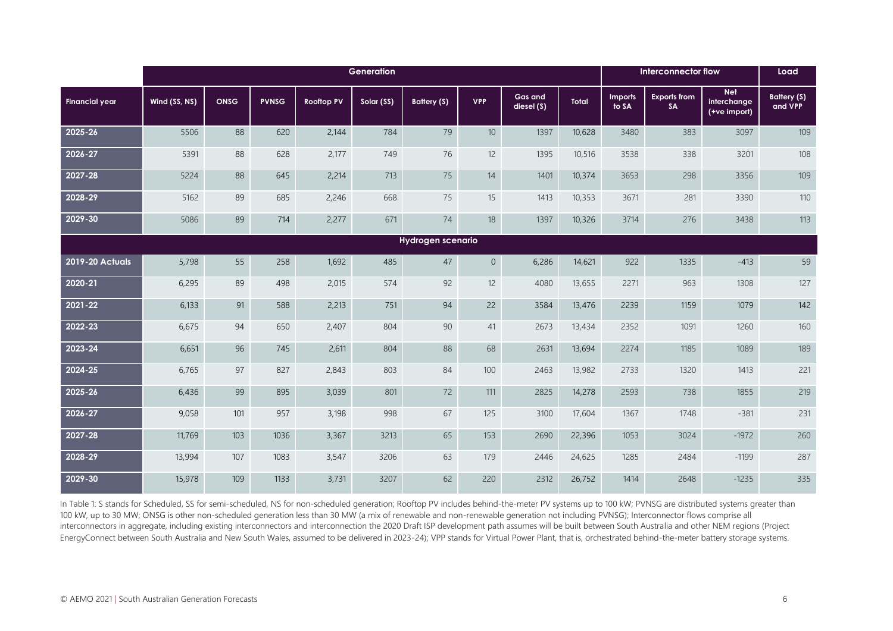| Financial year | Generation | | | | | | | | | Interconnector flow | | | Load |
|---|---|---|---|---|---|---|---|---|---|---|---|---|---|
| | Wind (SS, NS) | ONSG | PVNSG | Rooftop PV | Solar (SS) | Battery (S) | VPP | Gas and diesel (S) | Total | Imports to SA | Exports from SA | Net interchange (+ve import) | Battery (S) and VPP |
| 2025-26 | 5506 | 88 | 620 | 2,144 | 784 | 79 | 10 | 1397 | 10,628 | 3480 | 383 | 3097 | 109 |
| 2026-27 | 5391 | 88 | 628 | 2,177 | 749 | 76 | 12 | 1395 | 10,516 | 3538 | 338 | 3201 | 108 |
| 2027-28 | 5224 | 88 | 645 | 2,214 | 713 | 75 | 14 | 1401 | 10,374 | 3653 | 298 | 3356 | 109 |
| 2028-29 | 5162 | 89 | 685 | 2,246 | 668 | 75 | 15 | 1413 | 10,353 | 3671 | 281 | 3390 | 110 |
| 2029-30 | 5086 | 89 | 714 | 2,277 | 671 | 74 | 18 | 1397 | 10,326 | 3714 | 276 | 3438 | 113 |
| **Hydrogen scenario** | | | | | | | | | | | | | |
| 2019-20 Actuals | 5,798 | 55 | 258 | 1,692 | 485 | 47 | 0 | 6,286 | 14,621 | 922 | 1335 | -413 | 59 |
| 2020-21 | 6,295 | 89 | 498 | 2,015 | 574 | 92 | 12 | 4080 | 13,655 | 2271 | 963 | 1308 | 127 |
| 2021-22 | 6,133 | 91 | 588 | 2,213 | 751 | 94 | 22 | 3584 | 13,476 | 2239 | 1159 | 1079 | 142 |
| 2022-23 | 6,675 | 94 | 650 | 2,407 | 804 | 90 | 41 | 2673 | 13,434 | 2352 | 1091 | 1260 | 160 |
| 2023-24 | 6,651 | 96 | 745 | 2,611 | 804 | 88 | 68 | 2631 | 13,694 | 2274 | 1185 | 1089 | 189 |
| 2024-25 | 6,765 | 97 | 827 | 2,843 | 803 | 84 | 100 | 2463 | 13,982 | 2733 | 1320 | 1413 | 221 |
| 2025-26 | 6,436 | 99 | 895 | 3,039 | 801 | 72 | 111 | 2825 | 14,278 | 2593 | 738 | 1855 | 219 |
| 2026-27 | 9,058 | 101 | 957 | 3,198 | 998 | 67 | 125 | 3100 | 17,604 | 1367 | 1748 | -381 | 231 |
| 2027-28 | 11,769 | 103 | 1036 | 3,367 | 3213 | 65 | 153 | 2690 | 22,396 | 1053 | 3024 | -1972 | 260 |
| 2028-29 | 13,994 | 107 | 1083 | 3,547 | 3206 | 63 | 179 | 2446 | 24,625 | 1285 | 2484 | -1199 | 287 |
| 2029-30 | 15,978 | 109 | 1133 | 3,731 | 3207 | 62 | 220 | 2312 | 26,752 | 1414 | 2648 | -1235 | 335 |

In Table 1: S stands for Scheduled, SS for semi-scheduled, NS for non-scheduled generation; Rooftop PV includes behind-the-meter PV systems up to 100 kW; PVNSG are distributed systems greater than 100 kW, up to 30 MW; ONSG is other non-scheduled generation less than 30 MW (a mix of renewable and non-renewable generation not including PVNSG); Interconnector flows comprise all interconnectors in aggregate, including existing interconnectors and interconnection the 2020 Draft ISP development path assumes will be built between South Australia and other NEM regions (Project EnergyConnect between South Australia and New South Wales, assumed to be delivered in 2023-24); VPP stands for Virtual Power Plant, that is, orchestrated behind-the-meter battery storage systems.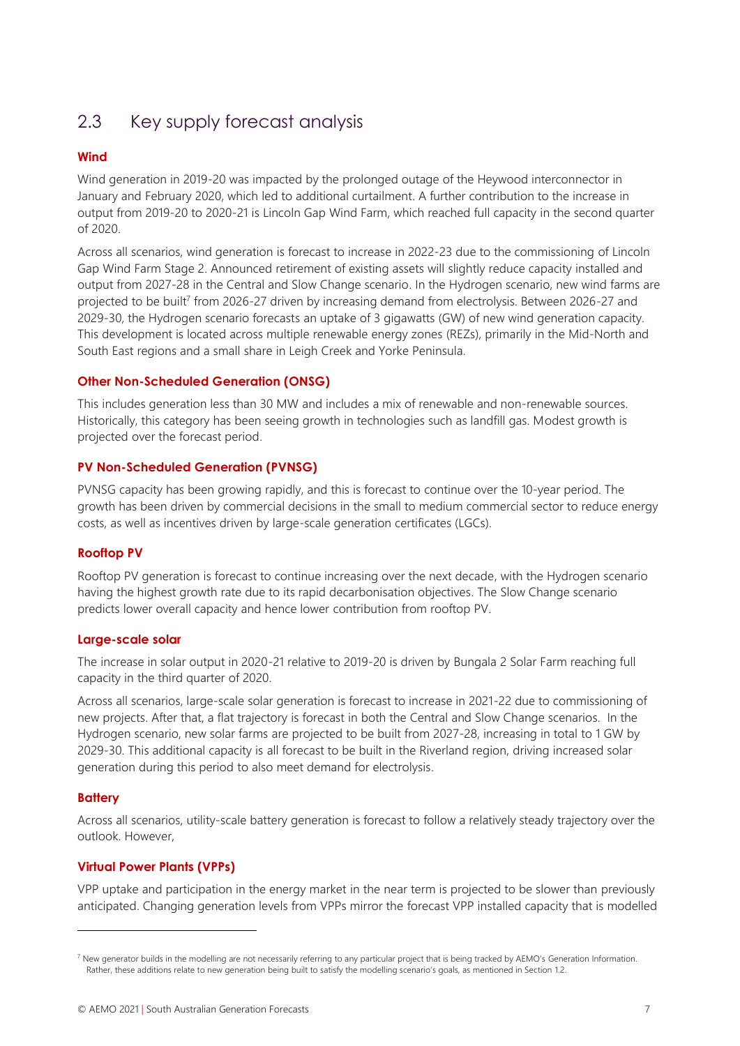## 2.3 Key supply forecast analysis

### Wind

Wind generation in 2019-20 was impacted by the prolonged outage of the Heywood interconnector in January and February 2020, which led to additional curtailment. A further contribution to the increase in output from 2019-20 to 2020-21 is Lincoln Gap Wind Farm, which reached full capacity in the second quarter of 2020.

Across all scenarios, wind generation is forecast to increase in 2022-23 due to the commissioning of Lincoln Gap Wind Farm Stage 2. Announced retirement of existing assets will slightly reduce capacity installed and output from 2027-28 in the Central and Slow Change scenario. In the Hydrogen scenario, new wind farms are projected to be built[7] from 2026-27 driven by increasing demand from electrolysis. Between 2026-27 and 2029-30, the Hydrogen scenario forecasts an uptake of 3 gigawatts (GW) of new wind generation capacity. This development is located across multiple renewable energy zones (REZs), primarily in the Mid-North and South East regions and a small share in Leigh Creek and Yorke Peninsula.

### Other Non-Scheduled Generation (ONSG)

This includes generation less than 30 MW and includes a mix of renewable and non-renewable sources. Historically, this category has been seeing growth in technologies such as landfill gas. Modest growth is projected over the forecast period.

### PV Non-Scheduled Generation (PVNSG)

PVNSG capacity has been growing rapidly, and this is forecast to continue over the 10-year period. The growth has been driven by commercial decisions in the small to medium commercial sector to reduce energy costs, as well as incentives driven by large-scale generation certificates (LGCs).

### Rooftop PV

Rooftop PV generation is forecast to continue increasing over the next decade, with the Hydrogen scenario having the highest growth rate due to its rapid decarbonisation objectives. The Slow Change scenario predicts lower overall capacity and hence lower contribution from rooftop PV.

### Large-scale solar

The increase in solar output in 2020-21 relative to 2019-20 is driven by Bungala 2 Solar Farm reaching full capacity in the third quarter of 2020.

Across all scenarios, large-scale solar generation is forecast to increase in 2021-22 due to commissioning of new projects. After that, a flat trajectory is forecast in both the Central and Slow Change scenarios. In the Hydrogen scenario, new solar farms are projected to be built from 2027-28, increasing in total to 1 GW by 2029-30. This additional capacity is all forecast to be built in the Riverland region, driving increased solar generation during this period to also meet demand for electrolysis.

### Battery

Across all scenarios, utility-scale battery generation is forecast to follow a relatively steady trajectory over the outlook. However,

### Virtual Power Plants (VPPs)

VPP uptake and participation in the energy market in the near term is projected to be slower than previously anticipated. Changing generation levels from VPPs mirror the forecast VPP installed capacity that is modelled

[7] New generator builds in the modelling are not necessarily referring to any particular project that is being tracked by AEMO's Generation Information. Rather, these additions relate to new generation being built to satisfy the modelling scenario's goals, as mentioned in Section 1.2.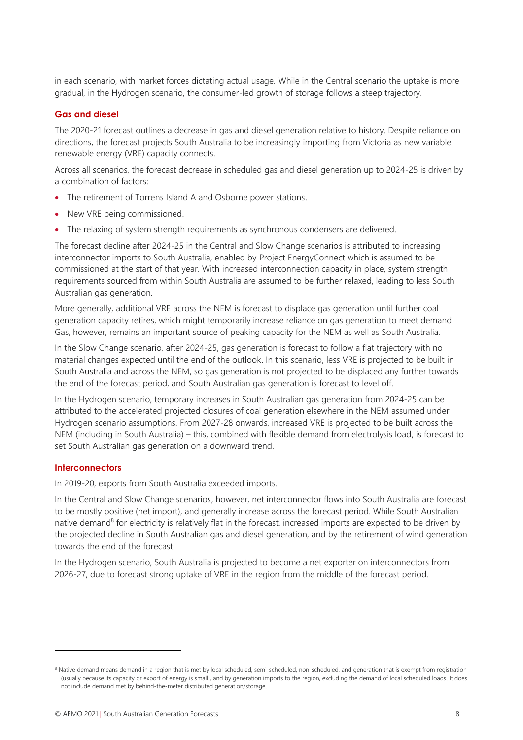in each scenario, with market forces dictating actual usage. While in the Central scenario the uptake is more gradual, in the Hydrogen scenario, the consumer-led growth of storage follows a steep trajectory.

### Gas and diesel

The 2020-21 forecast outlines a decrease in gas and diesel generation relative to history. Despite reliance on directions, the forecast projects South Australia to be increasingly importing from Victoria as new variable renewable energy (VRE) capacity connects.

Across all scenarios, the forecast decrease in scheduled gas and diesel generation up to 2024-25 is driven by a combination of factors:

- The retirement of Torrens Island A and Osborne power stations.
- New VRE being commissioned.
- The relaxing of system strength requirements as synchronous condensers are delivered.

The forecast decline after 2024-25 in the Central and Slow Change scenarios is attributed to increasing interconnector imports to South Australia, enabled by Project EnergyConnect which is assumed to be commissioned at the start of that year. With increased interconnection capacity in place, system strength requirements sourced from within South Australia are assumed to be further relaxed, leading to less South Australian gas generation.

More generally, additional VRE across the NEM is forecast to displace gas generation until further coal generation capacity retires, which might temporarily increase reliance on gas generation to meet demand. Gas, however, remains an important source of peaking capacity for the NEM as well as South Australia.

In the Slow Change scenario, after 2024-25, gas generation is forecast to follow a flat trajectory with no material changes expected until the end of the outlook. In this scenario, less VRE is projected to be built in South Australia and across the NEM, so gas generation is not projected to be displaced any further towards the end of the forecast period, and South Australian gas generation is forecast to level off.

In the Hydrogen scenario, temporary increases in South Australian gas generation from 2024-25 can be attributed to the accelerated projected closures of coal generation elsewhere in the NEM assumed under Hydrogen scenario assumptions. From 2027-28 onwards, increased VRE is projected to be built across the NEM (including in South Australia) – this, combined with flexible demand from electrolysis load, is forecast to set South Australian gas generation on a downward trend.

### Interconnectors

In 2019-20, exports from South Australia exceeded imports.

In the Central and Slow Change scenarios, however, net interconnector flows into South Australia are forecast to be mostly positive (net import), and generally increase across the forecast period. While South Australian native demand[8] for electricity is relatively flat in the forecast, increased imports are expected to be driven by the projected decline in South Australian gas and diesel generation, and by the retirement of wind generation towards the end of the forecast.

In the Hydrogen scenario, South Australia is projected to become a net exporter on interconnectors from 2026-27, due to forecast strong uptake of VRE in the region from the middle of the forecast period.

[8] Native demand means demand in a region that is met by local scheduled, semi-scheduled, non-scheduled, and generation that is exempt from registration (usually because its capacity or export of energy is small), and by generation imports to the region, excluding the demand of local scheduled loads. It does not include demand met by behind-the-meter distributed generation/storage.